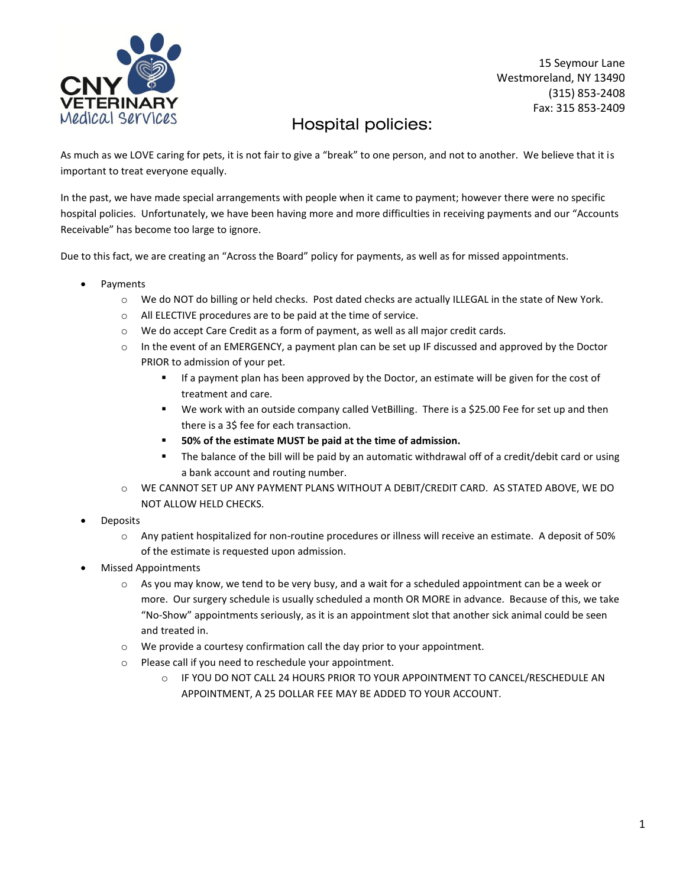CNY VETERINARY Medical Services

15 Seymour Lane
Westmoreland, NY 13490
(315) 853-2408
Fax: 315 853-2409

# Hospital policies:

As much as we LOVE caring for pets, it is not fair to give a "break" to one person, and not to another. We believe that it is important to treat everyone equally.

In the past, we have made special arrangements with people when it came to payment; however there were no specific hospital policies. Unfortunately, we have been having more and more difficulties in receiving payments and our "Accounts Receivable" has become too large to ignore.

Due to this fact, we are creating an "Across the Board" policy for payments, as well as for missed appointments.

- Payments
  - We do NOT do billing or held checks. Post dated checks are actually ILLEGAL in the state of New York.
  - All ELECTIVE procedures are to be paid at the time of service.
  - We do accept Care Credit as a form of payment, as well as all major credit cards.
  - In the event of an EMERGENCY, a payment plan can be set up IF discussed and approved by the Doctor PRIOR to admission of your pet.
    - If a payment plan has been approved by the Doctor, an estimate will be given for the cost of treatment and care.
    - We work with an outside company called VetBilling. There is a $25.00 Fee for set up and then there is a 3$ fee for each transaction.
    - **50% of the estimate MUST be paid at the time of admission.**
    - The balance of the bill will be paid by an automatic withdrawal off of a credit/debit card or using a bank account and routing number.
  - WE CANNOT SET UP ANY PAYMENT PLANS WITHOUT A DEBIT/CREDIT CARD. AS STATED ABOVE, WE DO NOT ALLOW HELD CHECKS.
- Deposits
  - Any patient hospitalized for non-routine procedures or illness will receive an estimate. A deposit of 50% of the estimate is requested upon admission.
- Missed Appointments
  - As you may know, we tend to be very busy, and a wait for a scheduled appointment can be a week or more. Our surgery schedule is usually scheduled a month OR MORE in advance. Because of this, we take "No-Show" appointments seriously, as it is an appointment slot that another sick animal could be seen and treated in.
  - We provide a courtesy confirmation call the day prior to your appointment.
  - Please call if you need to reschedule your appointment.
    - IF YOU DO NOT CALL 24 HOURS PRIOR TO YOUR APPOINTMENT TO CANCEL/RESCHEDULE AN APPOINTMENT, A 25 DOLLAR FEE MAY BE ADDED TO YOUR ACCOUNT.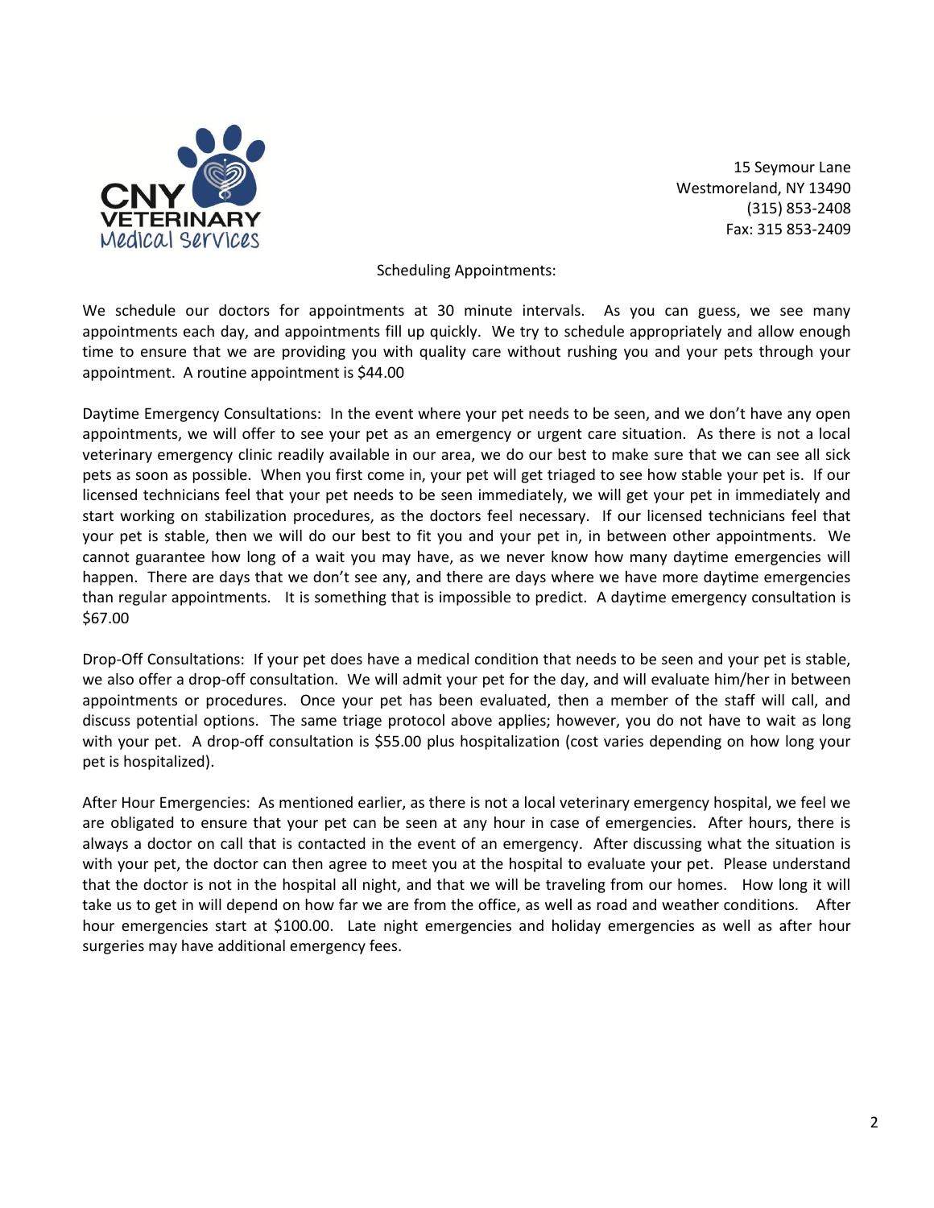CNY VETERINARY Medical Services

15 Seymour Lane
Westmoreland, NY 13490
(315) 853-2408
Fax: 315 853-2409

## Scheduling Appointments:

We schedule our doctors for appointments at 30 minute intervals. As you can guess, we see many appointments each day, and appointments fill up quickly. We try to schedule appropriately and allow enough time to ensure that we are providing you with quality care without rushing you and your pets through your appointment. A routine appointment is $44.00

Daytime Emergency Consultations: In the event where your pet needs to be seen, and we don't have any open appointments, we will offer to see your pet as an emergency or urgent care situation. As there is not a local veterinary emergency clinic readily available in our area, we do our best to make sure that we can see all sick pets as soon as possible. When you first come in, your pet will get triaged to see how stable your pet is. If our licensed technicians feel that your pet needs to be seen immediately, we will get your pet in immediately and start working on stabilization procedures, as the doctors feel necessary. If our licensed technicians feel that your pet is stable, then we will do our best to fit you and your pet in, in between other appointments. We cannot guarantee how long of a wait you may have, as we never know how many daytime emergencies will happen. There are days that we don't see any, and there are days where we have more daytime emergencies than regular appointments. It is something that is impossible to predict. A daytime emergency consultation is $67.00

Drop-Off Consultations: If your pet does have a medical condition that needs to be seen and your pet is stable, we also offer a drop-off consultation. We will admit your pet for the day, and will evaluate him/her in between appointments or procedures. Once your pet has been evaluated, then a member of the staff will call, and discuss potential options. The same triage protocol above applies; however, you do not have to wait as long with your pet. A drop-off consultation is $55.00 plus hospitalization (cost varies depending on how long your pet is hospitalized).

After Hour Emergencies: As mentioned earlier, as there is not a local veterinary emergency hospital, we feel we are obligated to ensure that your pet can be seen at any hour in case of emergencies. After hours, there is always a doctor on call that is contacted in the event of an emergency. After discussing what the situation is with your pet, the doctor can then agree to meet you at the hospital to evaluate your pet. Please understand that the doctor is not in the hospital all night, and that we will be traveling from our homes. How long it will take us to get in will depend on how far we are from the office, as well as road and weather conditions. After hour emergencies start at $100.00. Late night emergencies and holiday emergencies as well as after hour surgeries may have additional emergency fees.